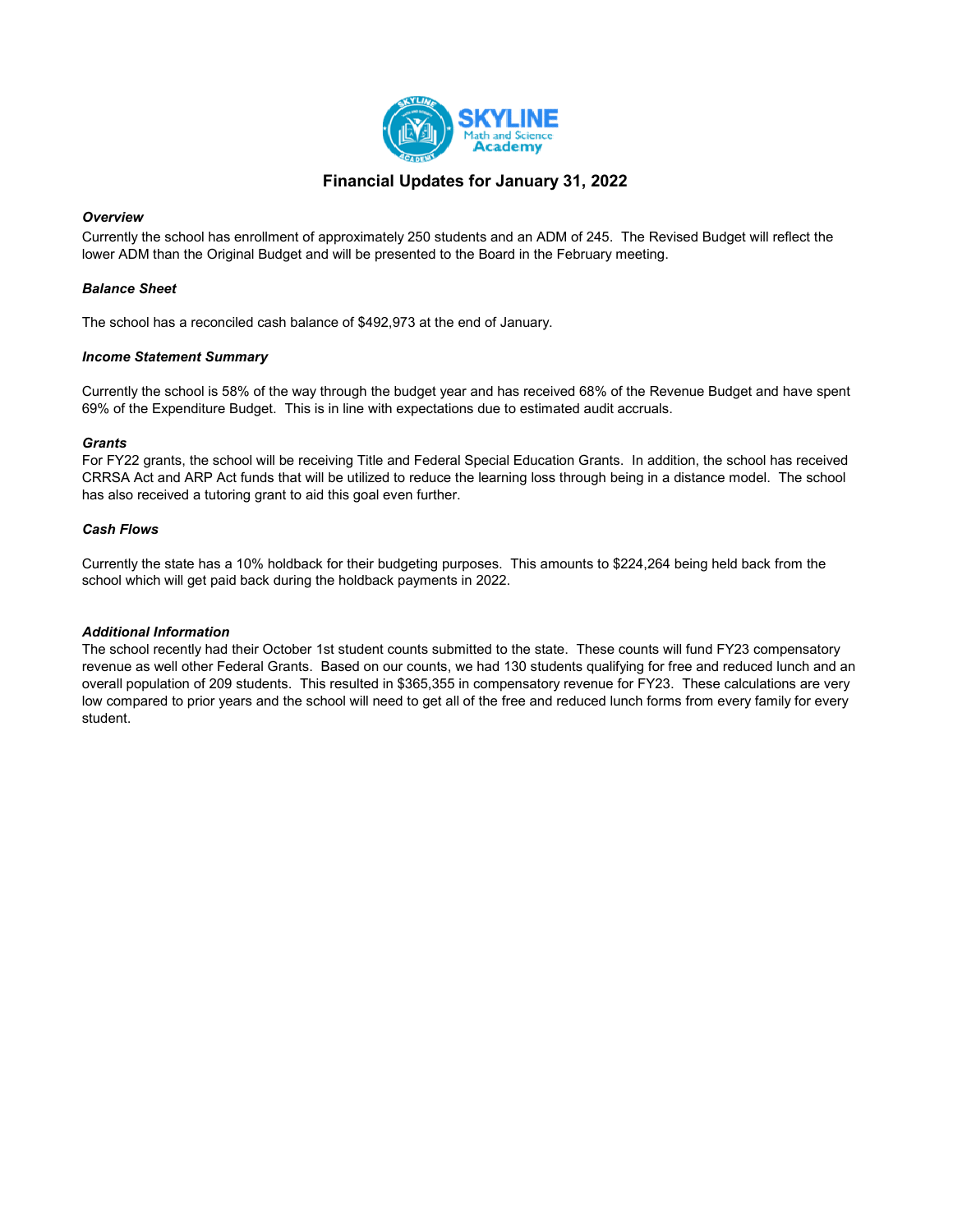# Financial Updates for January 31, 2022

***Overview***

Currently the school has enrollment of approximately 250 students and an ADM of 245. The Revised Budget will reflect the lower ADM than the Original Budget and will be presented to the Board in the February meeting.

***Balance Sheet***

The school has a reconciled cash balance of $492,973 at the end of January.

***Income Statement Summary***

Currently the school is 58% of the way through the budget year and has received 68% of the Revenue Budget and have spent 69% of the Expenditure Budget. This is in line with expectations due to estimated audit accruals.

***Grants***

For FY22 grants, the school will be receiving Title and Federal Special Education Grants. In addition, the school has received CRRSA Act and ARP Act funds that will be utilized to reduce the learning loss through being in a distance model. The school has also received a tutoring grant to aid this goal even further.

***Cash Flows***

Currently the state has a 10% holdback for their budgeting purposes. This amounts to $224,264 being held back from the school which will get paid back during the holdback payments in 2022.

***Additional Information***

The school recently had their October 1st student counts submitted to the state. These counts will fund FY23 compensatory revenue as well other Federal Grants. Based on our counts, we had 130 students qualifying for free and reduced lunch and an overall population of 209 students. This resulted in $365,355 in compensatory revenue for FY23. These calculations are very low compared to prior years and the school will need to get all of the free and reduced lunch forms from every family for every student.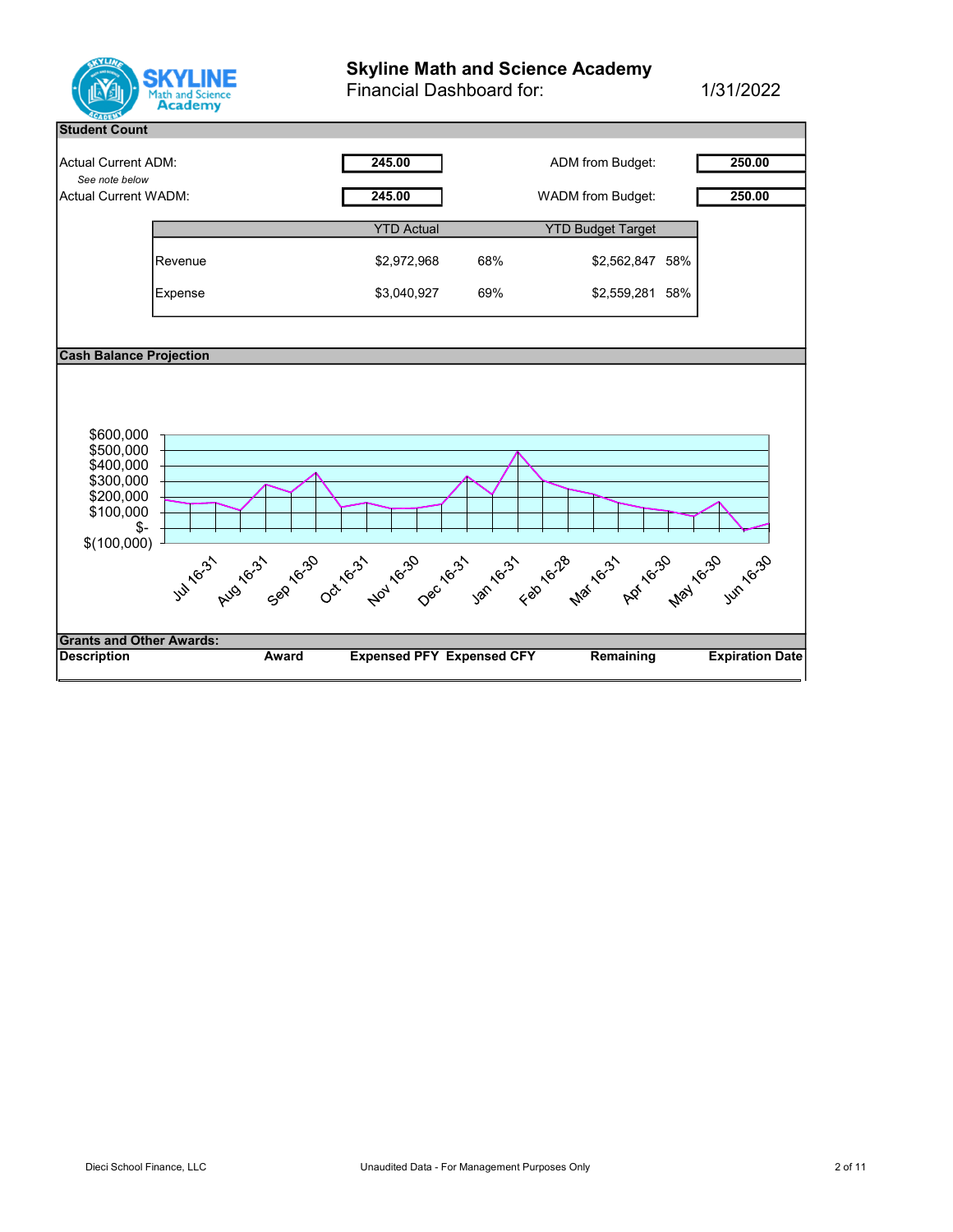# Skyline Math and Science Academy

Financial Dashboard for: 1/31/2022

## Student Count

| | | | |
|---|---|---|---|
| Actual Current ADM: | 245.00 | ADM from Budget: | 250.00 |
| *See note below* | | | |
| Actual Current WADM: | 245.00 | WADM from Budget: | 250.00 |

| | YTD Actual | | YTD Budget Target | |
|---|---|---|---|---|
| Revenue | $2,972,968 | 68% | $2,562,847 | 58% |
| Expense | $3,040,927 | 69% | $2,559,281 | 58% |

## Cash Balance Projection

$600,000
$500,000
$400,000
$300,000
$200,000
$100,000
$-
$(100,000)

Jul 16-31, Aug 16-31, Sep 16-30, Oct 16-31, Nov 16-30, Dec 16-31, Jan 16-31, Feb 16-28, Mar 16-31, Apr 16-30, May 16-30, Jun 16-30

## Grants and Other Awards:

| Description | Award | Expensed PFY | Expensed CFY | Remaining | Expiration Date |
|---|---|---|---|---|---|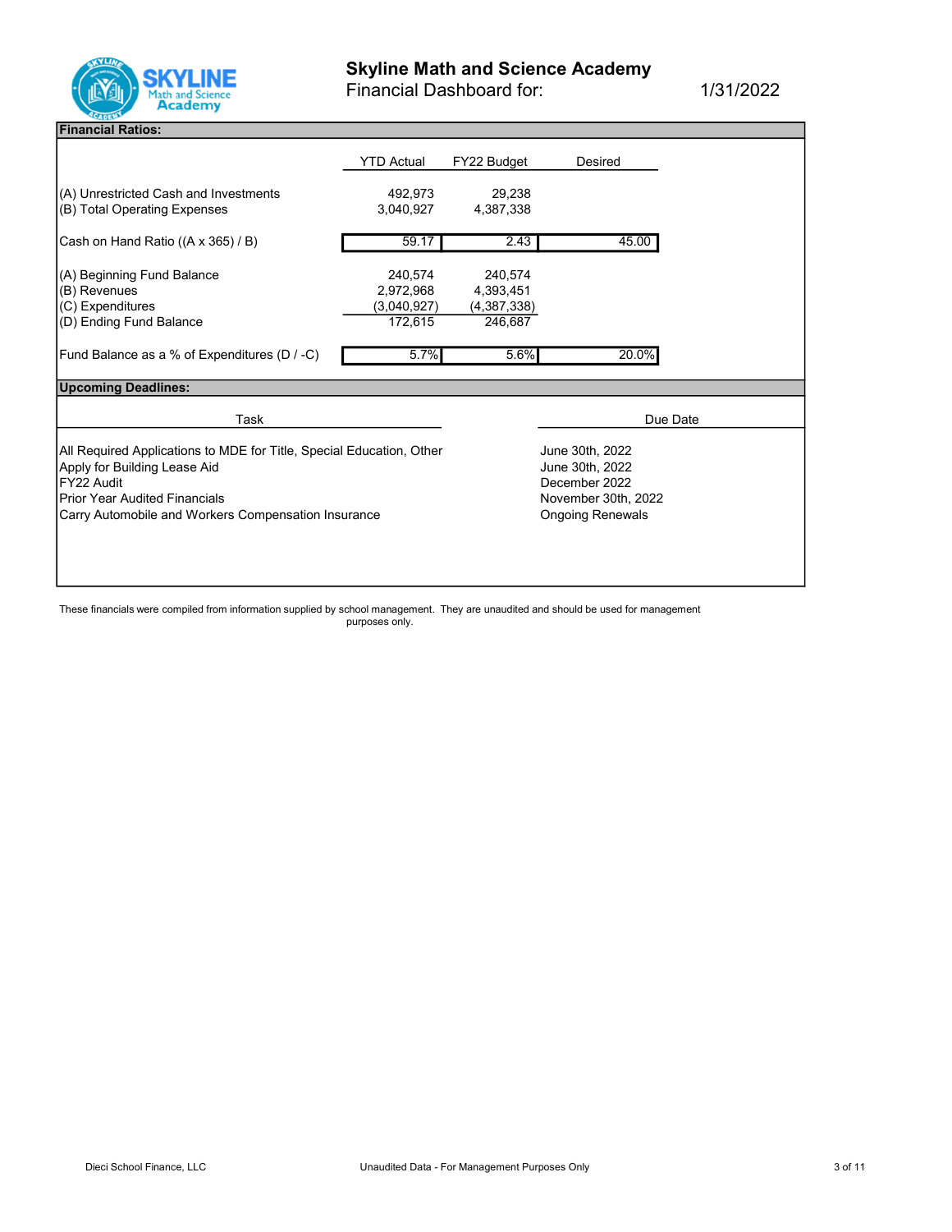# Skyline Math and Science Academy

## Financial Dashboard for: 1/31/2022

### Financial Ratios:

| | YTD Actual | FY22 Budget | Desired |
|---|---|---|---|
| (A) Unrestricted Cash and Investments | 492,973 | 29,238 | |
| (B) Total Operating Expenses | 3,040,927 | 4,387,338 | |
| Cash on Hand Ratio ((A x 365) / B) | 59.17 | 2.43 | 45.00 |
| (A) Beginning Fund Balance | 240,574 | 240,574 | |
| (B) Revenues | 2,972,968 | 4,393,451 | |
| (C) Expenditures | (3,040,927) | (4,387,338) | |
| (D) Ending Fund Balance | 172,615 | 246,687 | |
| Fund Balance as a % of Expenditures (D / -C) | 5.7% | 5.6% | 20.0% |

### Upcoming Deadlines:

| Task | Due Date |
|---|---|
| All Required Applications to MDE for Title, Special Education, Other | June 30th, 2022 |
| Apply for Building Lease Aid | June 30th, 2022 |
| FY22 Audit | December 2022 |
| Prior Year Audited Financials | November 30th, 2022 |
| Carry Automobile and Workers Compensation Insurance | Ongoing Renewals |

These financials were compiled from information supplied by school management. They are unaudited and should be used for management purposes only.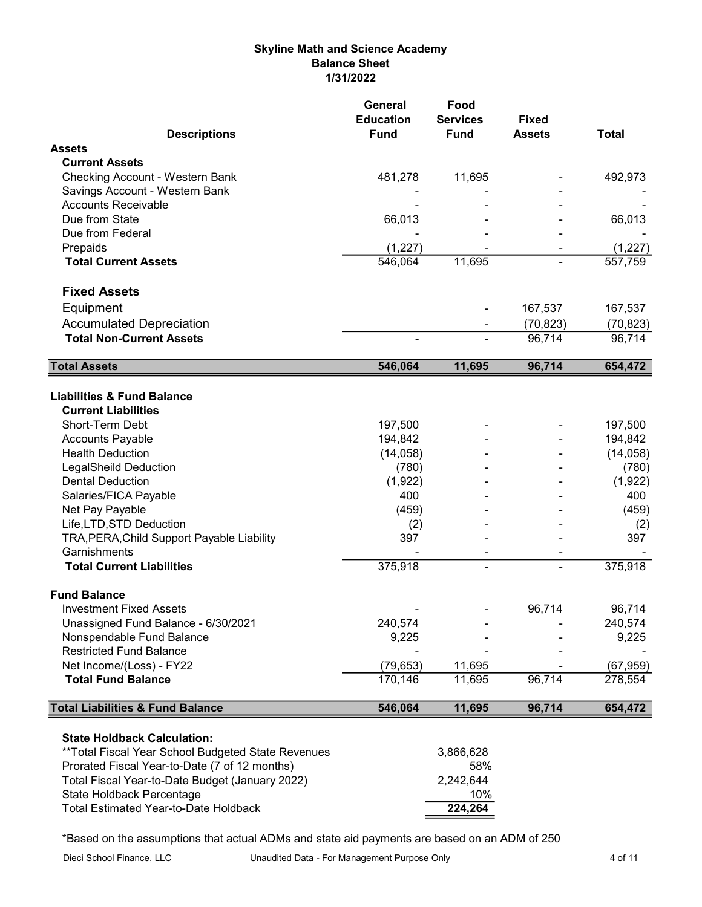**Skyline Math and Science Academy**
**Balance Sheet**
**1/31/2022**

| Descriptions | General Education Fund | Food Services Fund | Fixed Assets | Total |
|---|---|---|---|---|
| **Assets** | | | | |
| **Current Assets** | | | | |
| Checking Account - Western Bank | 481,278 | 11,695 | - | 492,973 |
| Savings Account - Western Bank | - | - | - | - |
| Accounts Receivable | - | - | - | - |
| Due from State | 66,013 | - | - | 66,013 |
| Due from Federal | - | - | - | - |
| Prepaids | (1,227) | - | - | (1,227) |
| **Total Current Assets** | 546,064 | 11,695 | - | 557,759 |
| **Fixed Assets** | | | | |
| Equipment | | - | 167,537 | 167,537 |
| Accumulated Depreciation | | - | (70,823) | (70,823) |
| **Total Non-Current Assets** | - | - | 96,714 | 96,714 |
| **Total Assets** | **546,064** | **11,695** | **96,714** | **654,472** |
| **Liabilities & Fund Balance** | | | | |
| **Current Liabilities** | | | | |
| Short-Term Debt | 197,500 | - | - | 197,500 |
| Accounts Payable | 194,842 | - | - | 194,842 |
| Health Deduction | (14,058) | - | - | (14,058) |
| LegalSheild Deduction | (780) | - | - | (780) |
| Dental Deduction | (1,922) | - | - | (1,922) |
| Salaries/FICA Payable | 400 | - | - | 400 |
| Net Pay Payable | (459) | - | - | (459) |
| Life,LTD,STD Deduction | (2) | - | - | (2) |
| TRA,PERA,Child Support Payable Liability | 397 | - | - | 397 |
| Garnishments | - | - | - | - |
| **Total Current Liabilities** | 375,918 | - | - | 375,918 |
| **Fund Balance** | | | | |
| Investment Fixed Assets | - | - | 96,714 | 96,714 |
| Unassigned Fund Balance - 6/30/2021 | 240,574 | - | - | 240,574 |
| Nonspendable Fund Balance | 9,225 | - | - | 9,225 |
| Restricted Fund Balance | - | - | - | - |
| Net Income/(Loss) - FY22 | (79,653) | 11,695 | - | (67,959) |
| **Total Fund Balance** | 170,146 | 11,695 | 96,714 | 278,554 |
| **Total Liabilities & Fund Balance** | **546,064** | **11,695** | **96,714** | **654,472** |

**State Holdback Calculation:**

| | |
|---|---|
| **Total Fiscal Year School Budgeted State Revenues | 3,866,628 |
| Prorated Fiscal Year-to-Date (7 of 12 months) | 58% |
| Total Fiscal Year-to-Date Budget (January 2022) | 2,242,644 |
| State Holdback Percentage | 10% |
| Total Estimated Year-to-Date Holdback | **224,264** |

*Based on the assumptions that actual ADMs and state aid payments are based on an ADM of 250

Dieci School Finance, LLC — Unaudited Data - For Management Purpose Only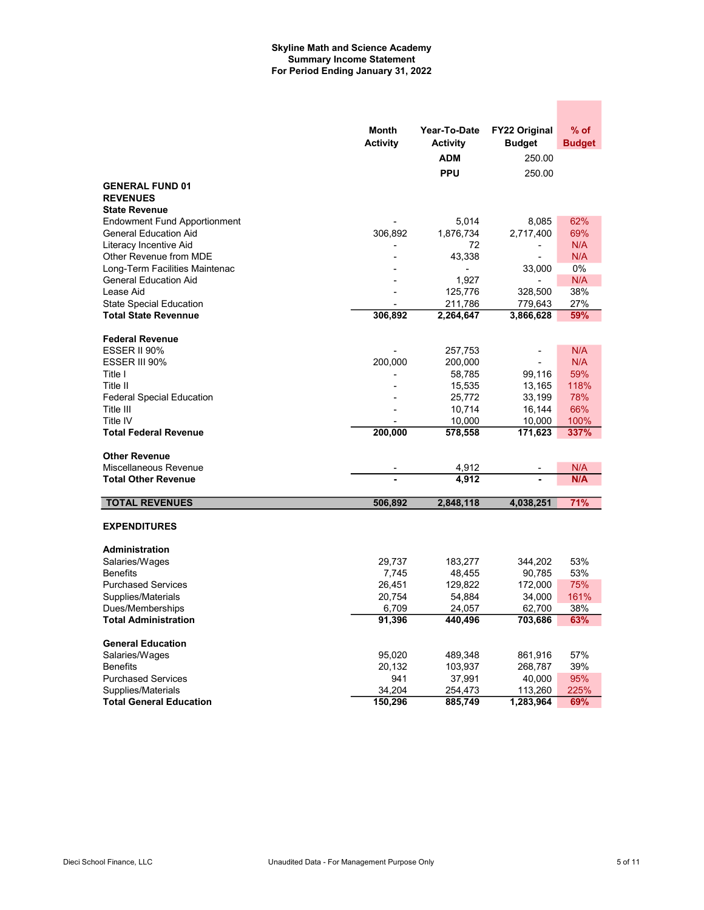**Skyline Math and Science Academy**
**Summary Income Statement**
**For Period Ending January 31, 2022**

| | Month Activity | Year-To-Date Activity | FY22 Original Budget | % of Budget |
|---|---|---|---|---|
| | | **ADM** | 250.00 | |
| | | **PPU** | 250.00 | |
| **GENERAL FUND 01** | | | | |
| **REVENUES** | | | | |
| **State Revenue** | | | | |
| Endowment Fund Apportionment | - | 5,014 | 8,085 | 62% |
| General Education Aid | 306,892 | 1,876,734 | 2,717,400 | 69% |
| Literacy Incentive Aid | - | 72 | - | N/A |
| Other Revenue from MDE | - | 43,338 | - | N/A |
| Long-Term Facilities Maintenac | - | - | 33,000 | 0% |
| General Education Aid | - | 1,927 | - | N/A |
| Lease Aid | - | 125,776 | 328,500 | 38% |
| State Special Education | - | 211,786 | 779,643 | 27% |
| **Total State Revennue** | **306,892** | **2,264,647** | **3,866,628** | **59%** |
| **Federal Revenue** | | | | |
| ESSER II 90% | - | 257,753 | - | N/A |
| ESSER III 90% | 200,000 | 200,000 | - | N/A |
| Title I | - | 58,785 | 99,116 | 59% |
| Title II | - | 15,535 | 13,165 | 118% |
| Federal Special Education | - | 25,772 | 33,199 | 78% |
| Title III | - | 10,714 | 16,144 | 66% |
| Title IV | - | 10,000 | 10,000 | 100% |
| **Total Federal Revenue** | **200,000** | **578,558** | **171,623** | **337%** |
| **Other Revenue** | | | | |
| Miscellaneous Revenue | - | 4,912 | - | N/A |
| **Total Other Revenue** | **-** | **4,912** | **-** | **N/A** |
| **TOTAL REVENUES** | **506,892** | **2,848,118** | **4,038,251** | **71%** |
| **EXPENDITURES** | | | | |
| **Administration** | | | | |
| Salaries/Wages | 29,737 | 183,277 | 344,202 | 53% |
| Benefits | 7,745 | 48,455 | 90,785 | 53% |
| Purchased Services | 26,451 | 129,822 | 172,000 | 75% |
| Supplies/Materials | 20,754 | 54,884 | 34,000 | 161% |
| Dues/Memberships | 6,709 | 24,057 | 62,700 | 38% |
| **Total Administration** | **91,396** | **440,496** | **703,686** | **63%** |
| **General Education** | | | | |
| Salaries/Wages | 95,020 | 489,348 | 861,916 | 57% |
| Benefits | 20,132 | 103,937 | 268,787 | 39% |
| Purchased Services | 941 | 37,991 | 40,000 | 95% |
| Supplies/Materials | 34,204 | 254,473 | 113,260 | 225% |
| **Total General Education** | **150,296** | **885,749** | **1,283,964** | **69%** |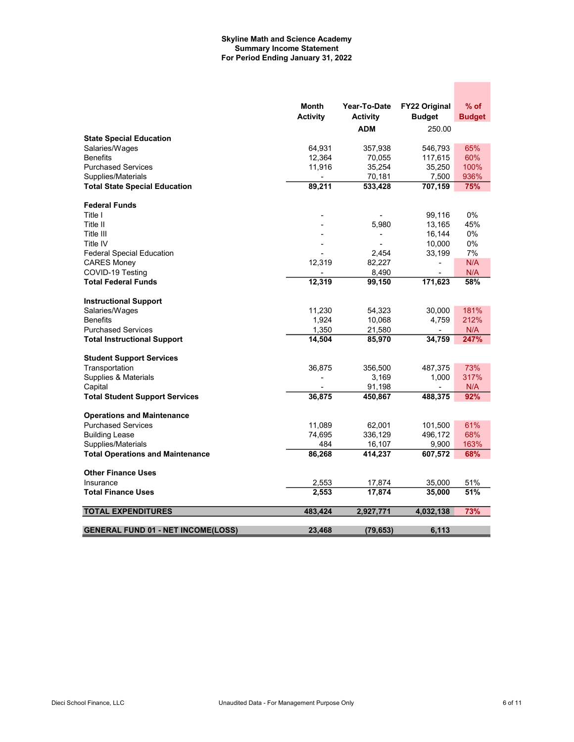**Skyline Math and Science Academy**
**Summary Income Statement**
**For Period Ending January 31, 2022**

| | Month Activity | Year-To-Date Activity | FY22 Original Budget | % of Budget |
|---|---|---|---|---|
| | | ADM | 250.00 | |
| **State Special Education** | | | | |
| Salaries/Wages | 64,931 | 357,938 | 546,793 | 65% |
| Benefits | 12,364 | 70,055 | 117,615 | 60% |
| Purchased Services | 11,916 | 35,254 | 35,250 | 100% |
| Supplies/Materials | - | 70,181 | 7,500 | 936% |
| **Total State Special Education** | **89,211** | **533,428** | **707,159** | **75%** |
| **Federal Funds** | | | | |
| Title I | - | - | 99,116 | 0% |
| Title II | - | 5,980 | 13,165 | 45% |
| Title III | - | - | 16,144 | 0% |
| Title IV | - | - | 10,000 | 0% |
| Federal Special Education | - | 2,454 | 33,199 | 7% |
| CARES Money | 12,319 | 82,227 | - | N/A |
| COVID-19 Testing | - | 8,490 | - | N/A |
| **Total Federal Funds** | **12,319** | **99,150** | **171,623** | **58%** |
| **Instructional Support** | | | | |
| Salaries/Wages | 11,230 | 54,323 | 30,000 | 181% |
| Benefits | 1,924 | 10,068 | 4,759 | 212% |
| Purchased Services | 1,350 | 21,580 | - | N/A |
| **Total Instructional Support** | **14,504** | **85,970** | **34,759** | **247%** |
| **Student Support Services** | | | | |
| Transportation | 36,875 | 356,500 | 487,375 | 73% |
| Supplies & Materials | - | 3,169 | 1,000 | 317% |
| Capital | - | 91,198 | - | N/A |
| **Total Student Support Services** | **36,875** | **450,867** | **488,375** | **92%** |
| **Operations and Maintenance** | | | | |
| Purchased Services | 11,089 | 62,001 | 101,500 | 61% |
| Building Lease | 74,695 | 336,129 | 496,172 | 68% |
| Supplies/Materials | 484 | 16,107 | 9,900 | 163% |
| **Total Operations and Maintenance** | **86,268** | **414,237** | **607,572** | **68%** |
| **Other Finance Uses** | | | | |
| Insurance | 2,553 | 17,874 | 35,000 | 51% |
| **Total Finance Uses** | **2,553** | **17,874** | **35,000** | **51%** |
| **TOTAL EXPENDITURES** | **483,424** | **2,927,771** | **4,032,138** | **73%** |
| **GENERAL FUND 01 - NET INCOME(LOSS)** | **23,468** | **(79,653)** | **6,113** | |

Dieci School Finance, LLC

Unaudited Data - For Management Purpose Only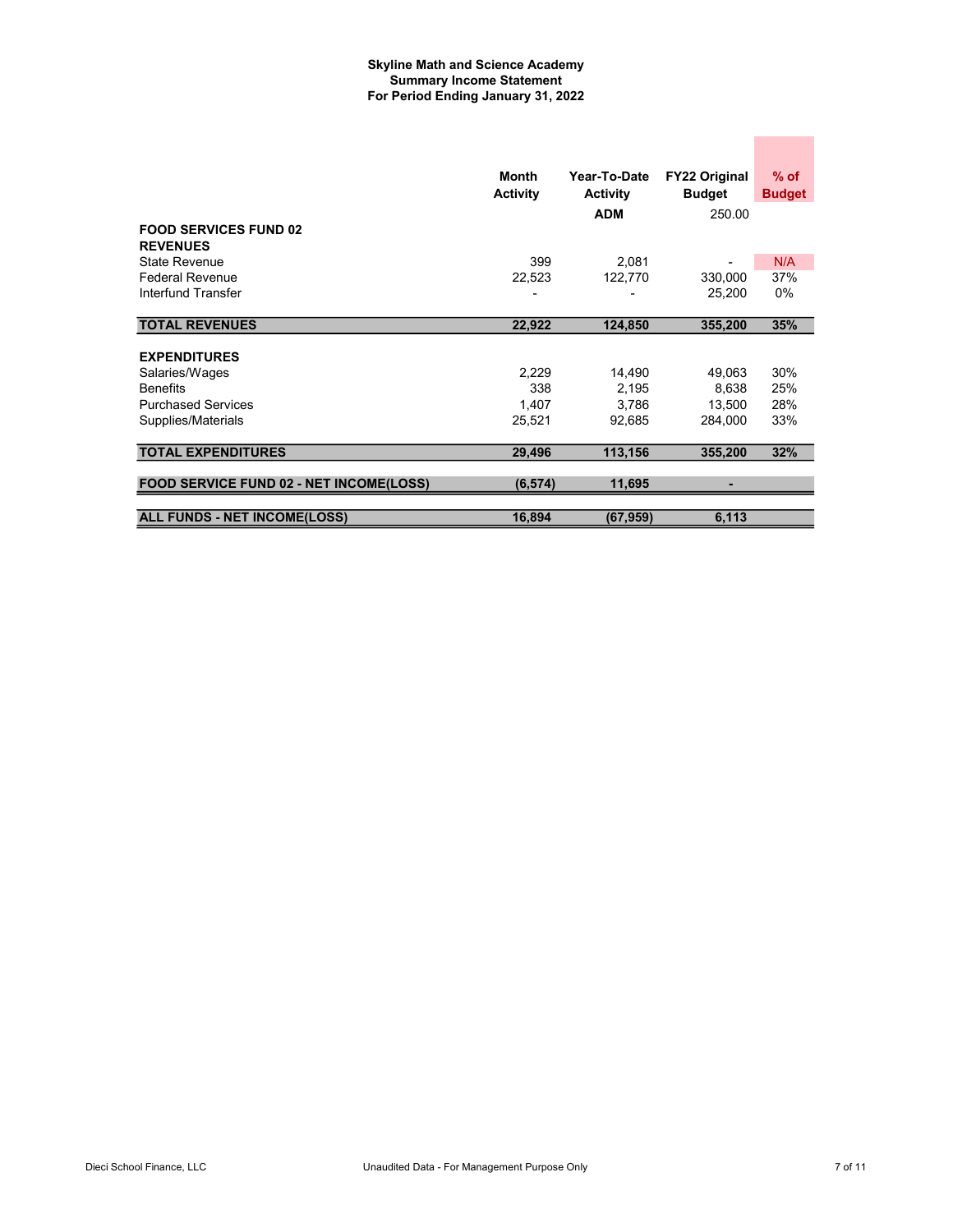**Skyline Math and Science Academy**
**Summary Income Statement**
**For Period Ending January 31, 2022**

| | Month Activity | Year-To-Date Activity | FY22 Original Budget | % of Budget |
|---|---|---|---|---|
| | | **ADM** | 250.00 | |
| **FOOD SERVICES FUND 02** | | | | |
| **REVENUES** | | | | |
| State Revenue | 399 | 2,081 | - | N/A |
| Federal Revenue | 22,523 | 122,770 | 330,000 | 37% |
| Interfund Transfer | - | - | 25,200 | 0% |
| **TOTAL REVENUES** | **22,922** | **124,850** | **355,200** | **35%** |
| **EXPENDITURES** | | | | |
| Salaries/Wages | 2,229 | 14,490 | 49,063 | 30% |
| Benefits | 338 | 2,195 | 8,638 | 25% |
| Purchased Services | 1,407 | 3,786 | 13,500 | 28% |
| Supplies/Materials | 25,521 | 92,685 | 284,000 | 33% |
| **TOTAL EXPENDITURES** | **29,496** | **113,156** | **355,200** | **32%** |
| **FOOD SERVICE FUND 02 - NET INCOME(LOSS)** | **(6,574)** | **11,695** | **-** | |
| **ALL FUNDS - NET INCOME(LOSS)** | **16,894** | **(67,959)** | **6,113** | |

Dieci School Finance, LLC — Unaudited Data - For Management Purpose Only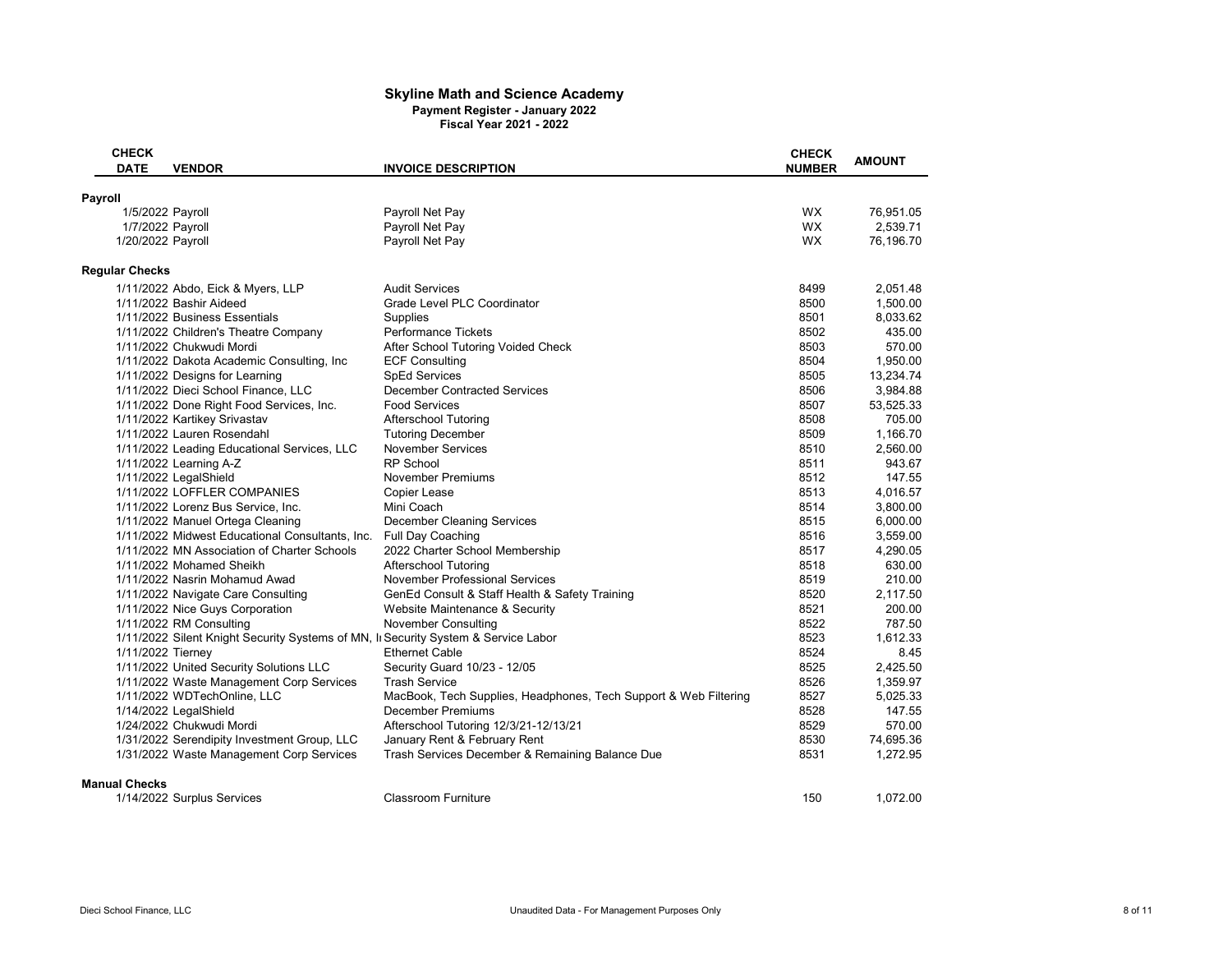# Skyline Math and Science Academy

**Payment Register - January 2022**

**Fiscal Year 2021 - 2022**

| CHECK DATE | VENDOR | INVOICE DESCRIPTION | CHECK NUMBER | AMOUNT |
|---|---|---|---|---|
| **Payroll** | | | | |
| 1/5/2022 | Payroll | Payroll Net Pay | WX | 76,951.05 |
| 1/7/2022 | Payroll | Payroll Net Pay | WX | 2,539.71 |
| 1/20/2022 | Payroll | Payroll Net Pay | WX | 76,196.70 |
| **Regular Checks** | | | | |
| 1/11/2022 | Abdo, Eick & Myers, LLP | Audit Services | 8499 | 2,051.48 |
| 1/11/2022 | Bashir Aideed | Grade Level PLC Coordinator | 8500 | 1,500.00 |
| 1/11/2022 | Business Essentials | Supplies | 8501 | 8,033.62 |
| 1/11/2022 | Children's Theatre Company | Performance Tickets | 8502 | 435.00 |
| 1/11/2022 | Chukwudi Mordi | After School Tutoring Voided Check | 8503 | 570.00 |
| 1/11/2022 | Dakota Academic Consulting, Inc | ECF Consulting | 8504 | 1,950.00 |
| 1/11/2022 | Designs for Learning | SpEd Services | 8505 | 13,234.74 |
| 1/11/2022 | Dieci School Finance, LLC | December Contracted Services | 8506 | 3,984.88 |
| 1/11/2022 | Done Right Food Services, Inc. | Food Services | 8507 | 53,525.33 |
| 1/11/2022 | Kartikey Srivastav | Afterschool Tutoring | 8508 | 705.00 |
| 1/11/2022 | Lauren Rosendahl | Tutoring December | 8509 | 1,166.70 |
| 1/11/2022 | Leading Educational Services, LLC | November Services | 8510 | 2,560.00 |
| 1/11/2022 | Learning A-Z | RP School | 8511 | 943.67 |
| 1/11/2022 | LegalShield | November Premiums | 8512 | 147.55 |
| 1/11/2022 | LOFFLER COMPANIES | Copier Lease | 8513 | 4,016.57 |
| 1/11/2022 | Lorenz Bus Service, Inc. | Mini Coach | 8514 | 3,800.00 |
| 1/11/2022 | Manuel Ortega Cleaning | December Cleaning Services | 8515 | 6,000.00 |
| 1/11/2022 | Midwest Educational Consultants, Inc. | Full Day Coaching | 8516 | 3,559.00 |
| 1/11/2022 | MN Association of Charter Schools | 2022 Charter School Membership | 8517 | 4,290.05 |
| 1/11/2022 | Mohamed Sheikh | Afterschool Tutoring | 8518 | 630.00 |
| 1/11/2022 | Nasrin Mohamud Awad | November Professional Services | 8519 | 210.00 |
| 1/11/2022 | Navigate Care Consulting | GenEd Consult & Staff Health & Safety Training | 8520 | 2,117.50 |
| 1/11/2022 | Nice Guys Corporation | Website Maintenance & Security | 8521 | 200.00 |
| 1/11/2022 | RM Consulting | November Consulting | 8522 | 787.50 |
| 1/11/2022 | Silent Knight Security Systems of MN, I | Security System & Service Labor | 8523 | 1,612.33 |
| 1/11/2022 | Tierney | Ethernet Cable | 8524 | 8.45 |
| 1/11/2022 | United Security Solutions LLC | Security Guard 10/23 - 12/05 | 8525 | 2,425.50 |
| 1/11/2022 | Waste Management Corp Services | Trash Service | 8526 | 1,359.97 |
| 1/11/2022 | WDTechOnline, LLC | MacBook, Tech Supplies, Headphones, Tech Support & Web Filtering | 8527 | 5,025.33 |
| 1/14/2022 | LegalShield | December Premiums | 8528 | 147.55 |
| 1/24/2022 | Chukwudi Mordi | Afterschool Tutoring 12/3/21-12/13/21 | 8529 | 570.00 |
| 1/31/2022 | Serendipity Investment Group, LLC | January Rent & February Rent | 8530 | 74,695.36 |
| 1/31/2022 | Waste Management Corp Services | Trash Services December & Remaining Balance Due | 8531 | 1,272.95 |
| **Manual Checks** | | | | |
| 1/14/2022 | Surplus Services | Classroom Furniture | 150 | 1,072.00 |

Dieci School Finance, LLC — Unaudited Data - For Management Purposes Only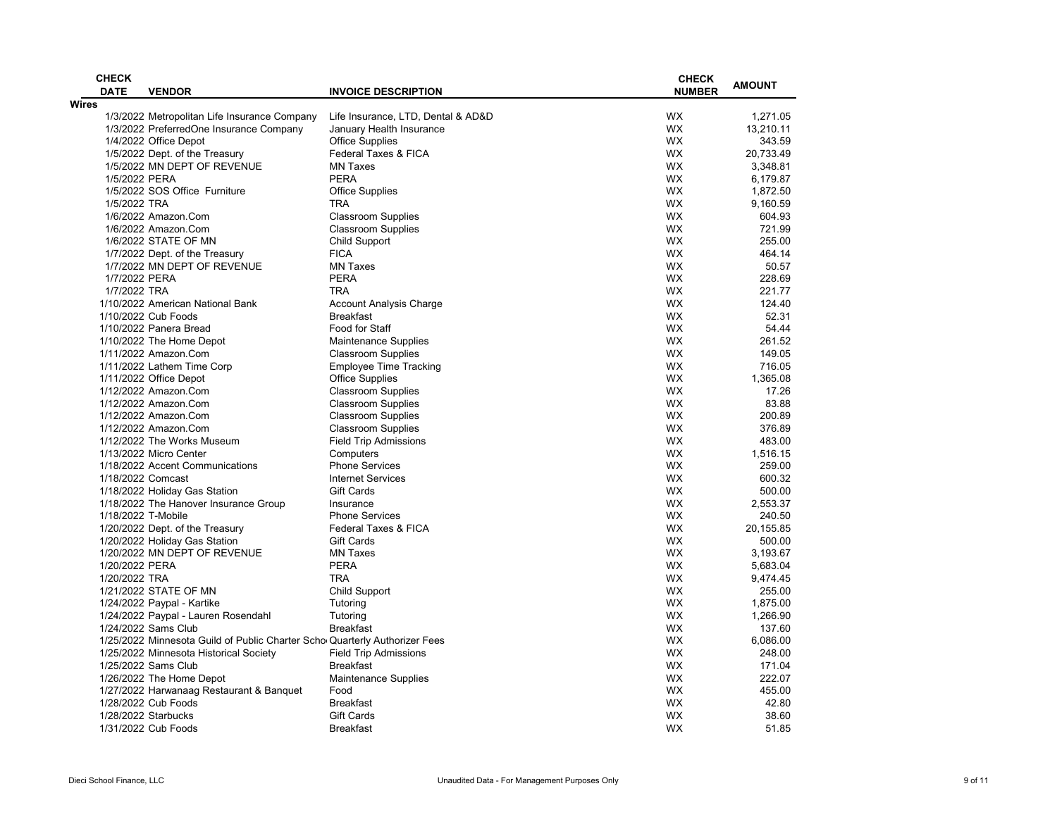| CHECK DATE | VENDOR | INVOICE DESCRIPTION | CHECK NUMBER | AMOUNT |
|---|---|---|---|---|
| **Wires** | | | | |
| 1/3/2022 | Metropolitan Life Insurance Company | Life Insurance, LTD, Dental & AD&D | WX | 1,271.05 |
| 1/3/2022 | PreferredOne Insurance Company | January Health Insurance | WX | 13,210.11 |
| 1/4/2022 | Office Depot | Office Supplies | WX | 343.59 |
| 1/5/2022 | Dept. of the Treasury | Federal Taxes & FICA | WX | 20,733.49 |
| 1/5/2022 | MN DEPT OF REVENUE | MN Taxes | WX | 3,348.81 |
| 1/5/2022 | PERA | PERA | WX | 6,179.87 |
| 1/5/2022 | SOS Office Furniture | Office Supplies | WX | 1,872.50 |
| 1/5/2022 | TRA | TRA | WX | 9,160.59 |
| 1/6/2022 | Amazon.Com | Classroom Supplies | WX | 604.93 |
| 1/6/2022 | Amazon.Com | Classroom Supplies | WX | 721.99 |
| 1/6/2022 | STATE OF MN | Child Support | WX | 255.00 |
| 1/7/2022 | Dept. of the Treasury | FICA | WX | 464.14 |
| 1/7/2022 | MN DEPT OF REVENUE | MN Taxes | WX | 50.57 |
| 1/7/2022 | PERA | PERA | WX | 228.69 |
| 1/7/2022 | TRA | TRA | WX | 221.77 |
| 1/10/2022 | American National Bank | Account Analysis Charge | WX | 124.40 |
| 1/10/2022 | Cub Foods | Breakfast | WX | 52.31 |
| 1/10/2022 | Panera Bread | Food for Staff | WX | 54.44 |
| 1/10/2022 | The Home Depot | Maintenance Supplies | WX | 261.52 |
| 1/11/2022 | Amazon.Com | Classroom Supplies | WX | 149.05 |
| 1/11/2022 | Lathem Time Corp | Employee Time Tracking | WX | 716.05 |
| 1/11/2022 | Office Depot | Office Supplies | WX | 1,365.08 |
| 1/12/2022 | Amazon.Com | Classroom Supplies | WX | 17.26 |
| 1/12/2022 | Amazon.Com | Classroom Supplies | WX | 83.88 |
| 1/12/2022 | Amazon.Com | Classroom Supplies | WX | 200.89 |
| 1/12/2022 | Amazon.Com | Classroom Supplies | WX | 376.89 |
| 1/12/2022 | The Works Museum | Field Trip Admissions | WX | 483.00 |
| 1/13/2022 | Micro Center | Computers | WX | 1,516.15 |
| 1/18/2022 | Accent Communications | Phone Services | WX | 259.00 |
| 1/18/2022 | Comcast | Internet Services | WX | 600.32 |
| 1/18/2022 | Holiday Gas Station | Gift Cards | WX | 500.00 |
| 1/18/2022 | The Hanover Insurance Group | Insurance | WX | 2,553.37 |
| 1/18/2022 | T-Mobile | Phone Services | WX | 240.50 |
| 1/20/2022 | Dept. of the Treasury | Federal Taxes & FICA | WX | 20,155.85 |
| 1/20/2022 | Holiday Gas Station | Gift Cards | WX | 500.00 |
| 1/20/2022 | MN DEPT OF REVENUE | MN Taxes | WX | 3,193.67 |
| 1/20/2022 | PERA | PERA | WX | 5,683.04 |
| 1/20/2022 | TRA | TRA | WX | 9,474.45 |
| 1/21/2022 | STATE OF MN | Child Support | WX | 255.00 |
| 1/24/2022 | Paypal - Kartike | Tutoring | WX | 1,875.00 |
| 1/24/2022 | Paypal - Lauren Rosendahl | Tutoring | WX | 1,266.90 |
| 1/24/2022 | Sams Club | Breakfast | WX | 137.60 |
| 1/25/2022 | Minnesota Guild of Public Charter Scho | Quarterly Authorizer Fees | WX | 6,086.00 |
| 1/25/2022 | Minnesota Historical Society | Field Trip Admissions | WX | 248.00 |
| 1/25/2022 | Sams Club | Breakfast | WX | 171.04 |
| 1/26/2022 | The Home Depot | Maintenance Supplies | WX | 222.07 |
| 1/27/2022 | Harwanaag Restaurant & Banquet | Food | WX | 455.00 |
| 1/28/2022 | Cub Foods | Breakfast | WX | 42.80 |
| 1/28/2022 | Starbucks | Gift Cards | WX | 38.60 |
| 1/31/2022 | Cub Foods | Breakfast | WX | 51.85 |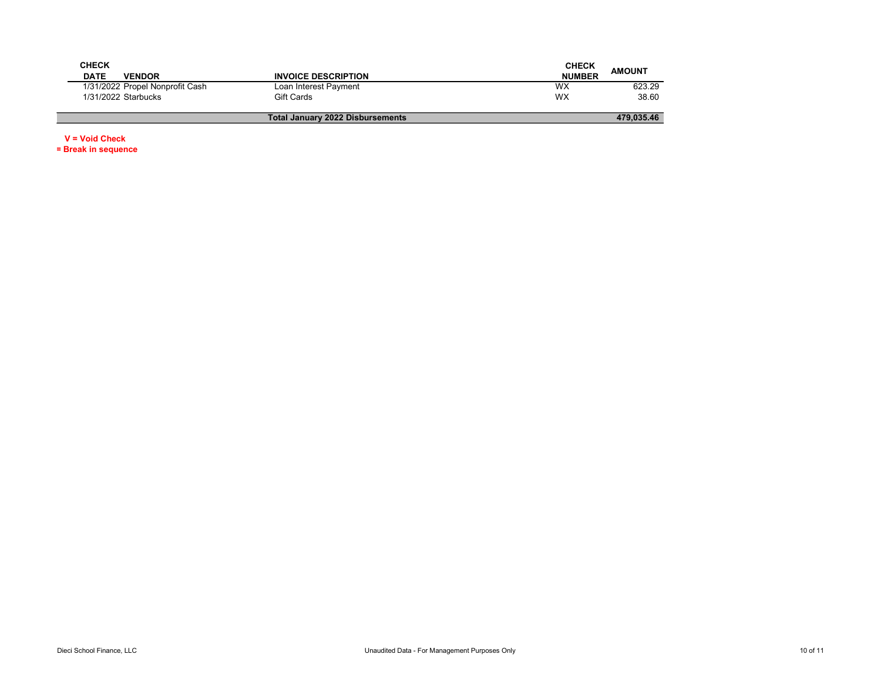| CHECK DATE | VENDOR | INVOICE DESCRIPTION | CHECK NUMBER | AMOUNT |
|---|---|---|---|---|
| 1/31/2022 | Propel Nonprofit Cash | Loan Interest Payment | WX | 623.29 |
| 1/31/2022 | Starbucks | Gift Cards | WX | 38.60 |
| | | **Total January 2022 Disbursements** | | **479,035.46** |

**V = Void Check**

**= Break in sequence**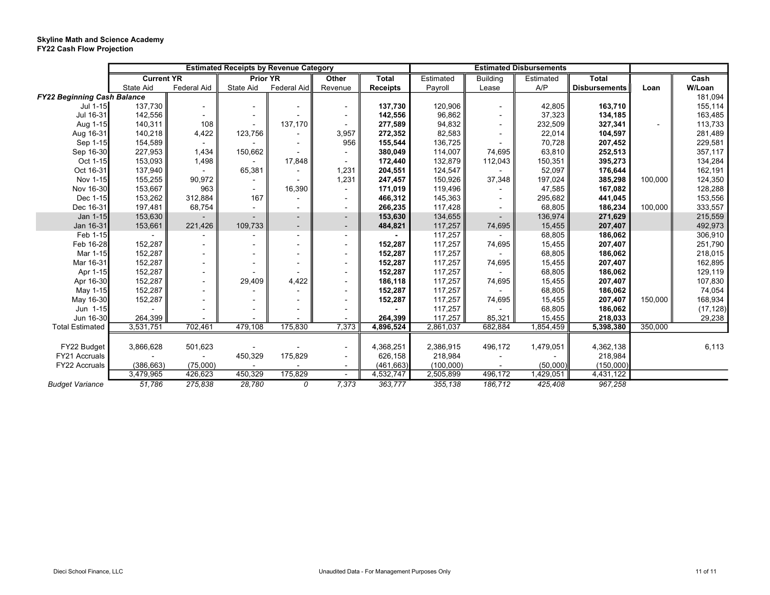**Skyline Math and Science Academy**
**FY22 Cash Flow Projection**

| | Estimated Receipts by Revenue Category | | | | | | Estimated Disbursements | | | | | |
|---|---|---|---|---|---|---|---|---|---|---|---|---|
| | Current YR | | Prior YR | | Other | Total | Estimated | Building | Estimated | Total | | Cash |
| | State Aid | Federal Aid | State Aid | Federal Aid | Revenue | Receipts | Payroll | Lease | A/P | Disbursements | Loan | W/Loan |
| *FY22 Beginning Cash Balance* | | | | | | | | | | | | 181,094 |
| Jul 1-15 | 137,730 | - | - | - | - | **137,730** | 120,906 | - | 42,805 | **163,710** | | 155,114 |
| Jul 16-31 | 142,556 | - | - | - | - | **142,556** | 96,862 | - | 37,323 | **134,185** | | 163,485 |
| Aug 1-15 | 140,311 | 108 | - | 137,170 | - | **277,589** | 94,832 | - | 232,509 | **327,341** | - | 113,733 |
| Aug 16-31 | 140,218 | 4,422 | 123,756 | - | 3,957 | **272,352** | 82,583 | - | 22,014 | **104,597** | | 281,489 |
| Sep 1-15 | 154,589 | - | - | - | 956 | **155,544** | 136,725 | - | 70,728 | **207,452** | | 229,581 |
| Sep 16-30 | 227,953 | 1,434 | 150,662 | - | - | **380,049** | 114,007 | 74,695 | 63,810 | **252,513** | | 357,117 |
| Oct 1-15 | 153,093 | 1,498 | - | 17,848 | - | **172,440** | 132,879 | 112,043 | 150,351 | **395,273** | | 134,284 |
| Oct 16-31 | 137,940 | - | 65,381 | - | 1,231 | **204,551** | 124,547 | - | 52,097 | **176,644** | | 162,191 |
| Nov 1-15 | 155,255 | 90,972 | - | - | 1,231 | **247,457** | 150,926 | 37,348 | 197,024 | **385,298** | 100,000 | 124,350 |
| Nov 16-30 | 153,667 | 963 | - | 16,390 | - | **171,019** | 119,496 | - | 47,585 | **167,082** | | 128,288 |
| Dec 1-15 | 153,262 | 312,884 | 167 | - | - | **466,312** | 145,363 | - | 295,682 | **441,045** | | 153,556 |
| Dec 16-31 | 197,481 | 68,754 | - | - | - | **266,235** | 117,428 | - | 68,805 | **186,234** | 100,000 | 333,557 |
| Jan 1-15 | 153,630 | - | - | - | - | **153,630** | 134,655 | - | 136,974 | **271,629** | | 215,559 |
| Jan 16-31 | 153,661 | 221,426 | 109,733 | - | - | **484,821** | 117,257 | 74,695 | 15,455 | **207,407** | | 492,973 |
| Feb 1-15 | - | - | - | - | - | **-** | 117,257 | - | 68,805 | **186,062** | | 306,910 |
| Feb 16-28 | 152,287 | - | - | - | - | **152,287** | 117,257 | 74,695 | 15,455 | **207,407** | | 251,790 |
| Mar 1-15 | 152,287 | - | - | - | - | **152,287** | 117,257 | - | 68,805 | **186,062** | | 218,015 |
| Mar 16-31 | 152,287 | - | - | - | - | **152,287** | 117,257 | 74,695 | 15,455 | **207,407** | | 162,895 |
| Apr 1-15 | 152,287 | - | - | - | - | **152,287** | 117,257 | - | 68,805 | **186,062** | | 129,119 |
| Apr 16-30 | 152,287 | - | 29,409 | 4,422 | - | **186,118** | 117,257 | 74,695 | 15,455 | **207,407** | | 107,830 |
| May 1-15 | 152,287 | - | - | - | - | **152,287** | 117,257 | - | 68,805 | **186,062** | | 74,054 |
| May 16-30 | 152,287 | - | - | - | - | **152,287** | 117,257 | 74,695 | 15,455 | **207,407** | 150,000 | 168,934 |
| Jun 1-15 | - | - | - | - | - | **-** | 117,257 | - | 68,805 | **186,062** | | (17,128) |
| Jun 16-30 | 264,399 | - | - | - | - | **264,399** | 117,257 | 85,321 | 15,455 | **218,033** | | 29,238 |
| Total Estimated | 3,531,751 | 702,461 | 479,108 | 175,830 | 7,373 | **4,896,524** | 2,861,037 | 682,884 | 1,854,459 | **5,398,380** | 350,000 | |
| | | | | | | | | | | | | |
| FY22 Budget | 3,866,628 | 501,623 | - | - | - | 4,368,251 | 2,386,915 | 496,172 | 1,479,051 | 4,362,138 | | 6,113 |
| FY21 Accruals | - | - | 450,329 | 175,829 | - | 626,158 | 218,984 | - | - | 218,984 | | |
| FY22 Accruals | (386,663) | (75,000) | - | - | - | (461,663) | (100,000) | - | (50,000) | (150,000) | | |
| | 3,479,965 | 426,623 | 450,329 | 175,829 | - | 4,532,747 | 2,505,899 | 496,172 | 1,429,051 | 4,431,122 | | |
| *Budget Variance* | *51,786* | *275,838* | *28,780* | *0* | *7,373* | *363,777* | *355,138* | *186,712* | *425,408* | *967,258* | | |

Dieci School Finance, LLC

Unaudited Data - For Management Purposes Only